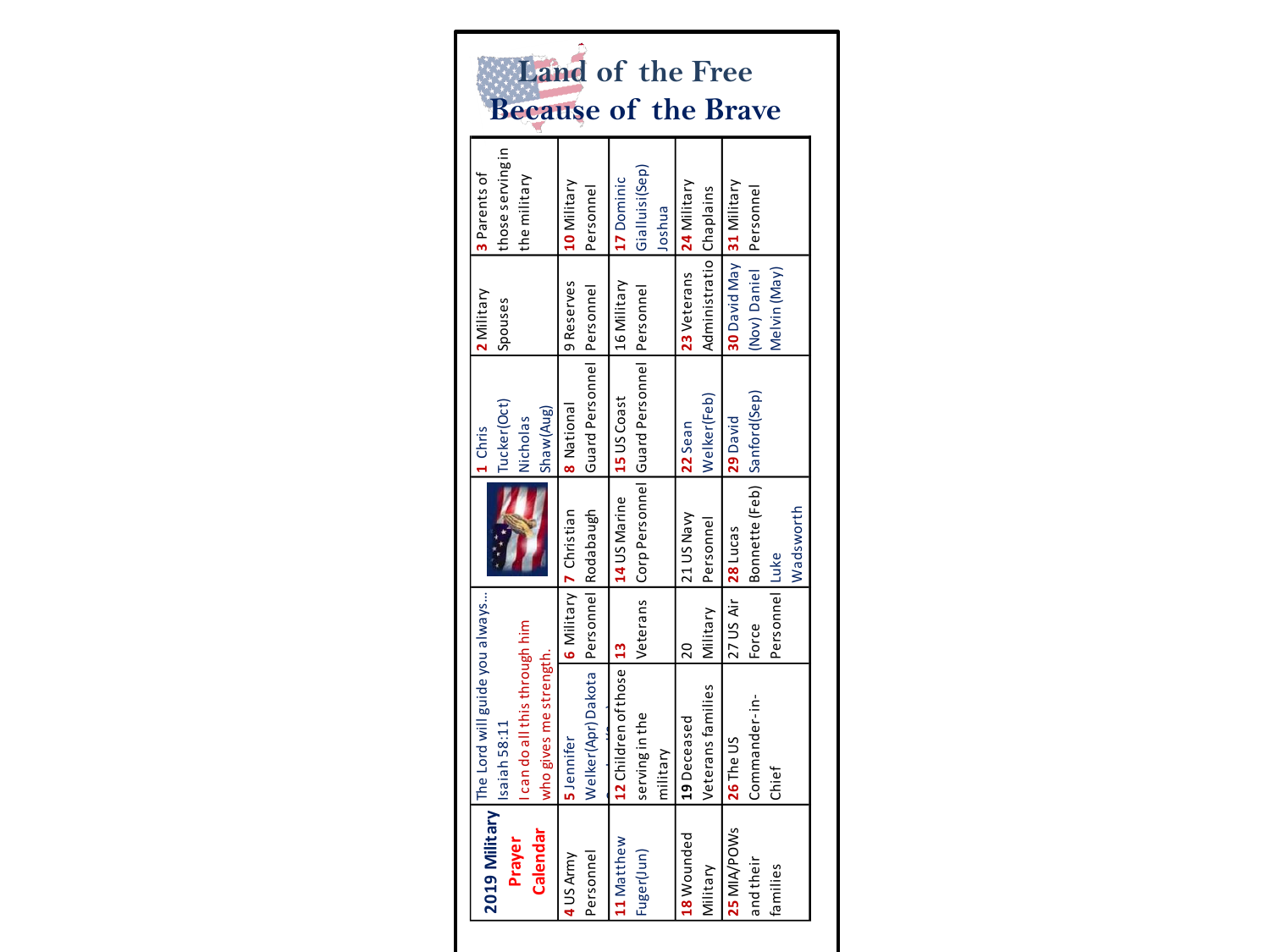# Land of the Free Because of the Brave

| **2019 Military Prayer Calendar** | The Lord will guide you always... Isaiah 58:11 I can do all this through him who gives me strength. | | | 1 Chris Tucker(Oct) Nicholas Shaw(Aug) | 2 Military Spouses | 3 Parents of those serving in the military |
|---|---|---|---|---|---|---|
| 4 US Army Personnel | 5 Jennifer Welker(Apr) Dakota | 6 Military Personnel | 7 Christian Rodabaugh | 8 National Guard Personnel | 9 Reserves Personnel | 10 Military Personnel |
| 11 Matthew Fuger(Jun) | 12 Children of those serving in the military | 13 Veterans | 14 US Marine Corp Personnel | 15 US Coast Guard Personnel | 16 Military Personnel | 17 Dominic Gialluisi(Sep) Joshua |
| 18 Wounded Military | 19 Deceased Veterans families | 20 Military | 21 US Navy Personnel | 22 Sean Welker(Feb) | 23 Veterans Administration | 24 Military Chaplains |
| 25 MIA/POWs and their families | 26 The US Commander-in-Chief | 27 US Air Force Personnel | 28 Lucas Bonnette (Feb) Luke Wadsworth | 29 David Sanford(Sep) | 30 David May (Nov) Daniel Melvin (May) | 31 Military Personnel |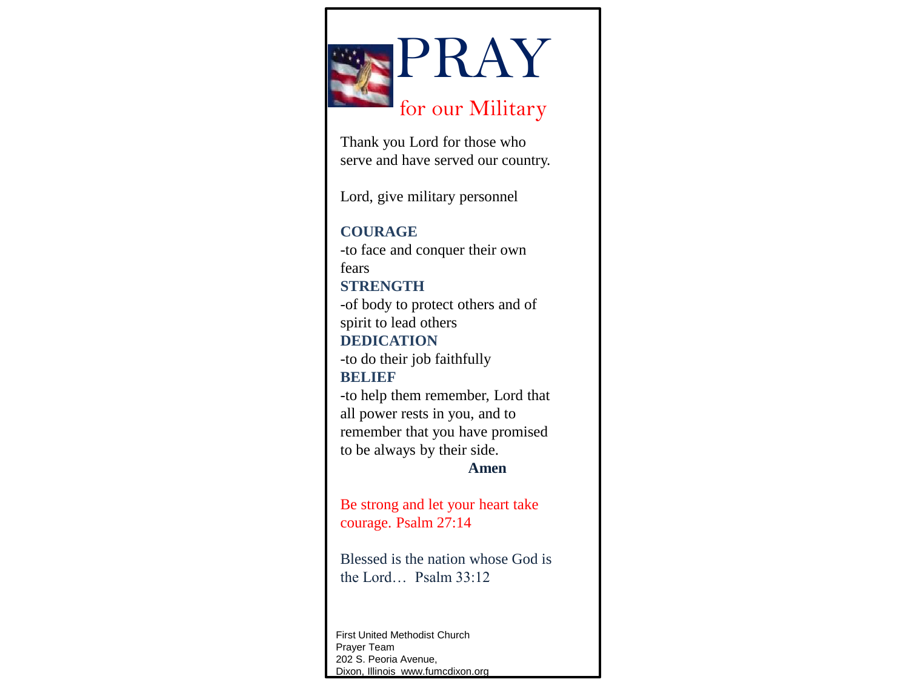# PRAY

## for our Military

Thank you Lord for those who serve and have served our country.

Lord, give military personnel

**COURAGE**
-to face and conquer their own fears

**STRENGTH**
-of body to protect others and of spirit to lead others

**DEDICATION**
-to do their job faithfully

**BELIEF**
-to help them remember, Lord that all power rests in you, and to remember that you have promised to be always by their side.

**Amen**

Be strong and let your heart take courage. Psalm 27:14

Blessed is the nation whose God is the Lord… Psalm 33:12

First United Methodist Church
Prayer Team
202 S. Peoria Avenue,
Dixon, Illinois www.fumcdixon.org